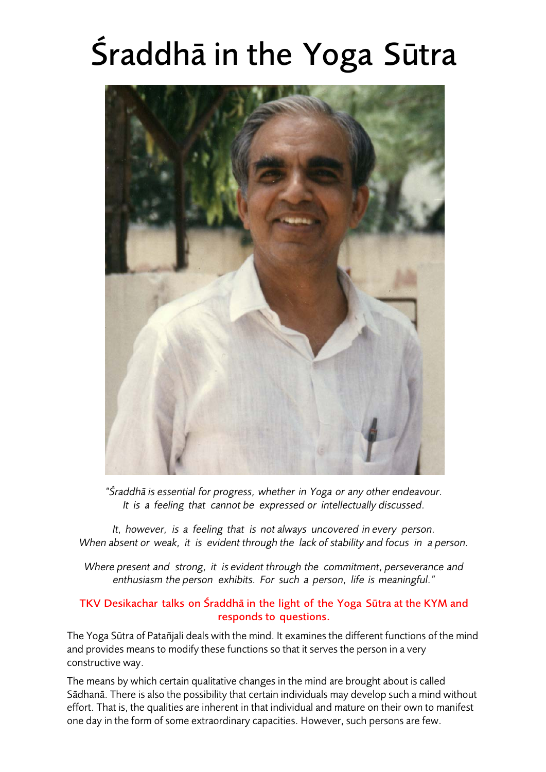# Śraddhā in the Yoga Sūtra

*"Śraddhā is essential for progress, whether in Yoga or any other endeavour. It is a feeling that cannot be expressed or intellectually discussed.*

*It, however, is a feeling that is not always uncovered in every person. When absent or weak, it is evident through the lack of stability and focus in a person.*

*Where present and strong, it is evident through the commitment, perseverance and enthusiasm the person exhibits. For such a person, life is meaningful."*

**TKV Desikachar talks on Śraddhā in the light of the Yoga Sūtra at the KYM and responds to questions.**

The Yoga Sūtra of Patañjali deals with the mind. It examines the different functions of the mind and provides means to modify these functions so that it serves the person in a very constructive way.

The means by which certain qualitative changes in the mind are brought about is called Sādhanā. There is also the possibility that certain individuals may develop such a mind without effort. That is, the qualities are inherent in that individual and mature on their own to manifest one day in the form of some extraordinary capacities. However, such persons are few.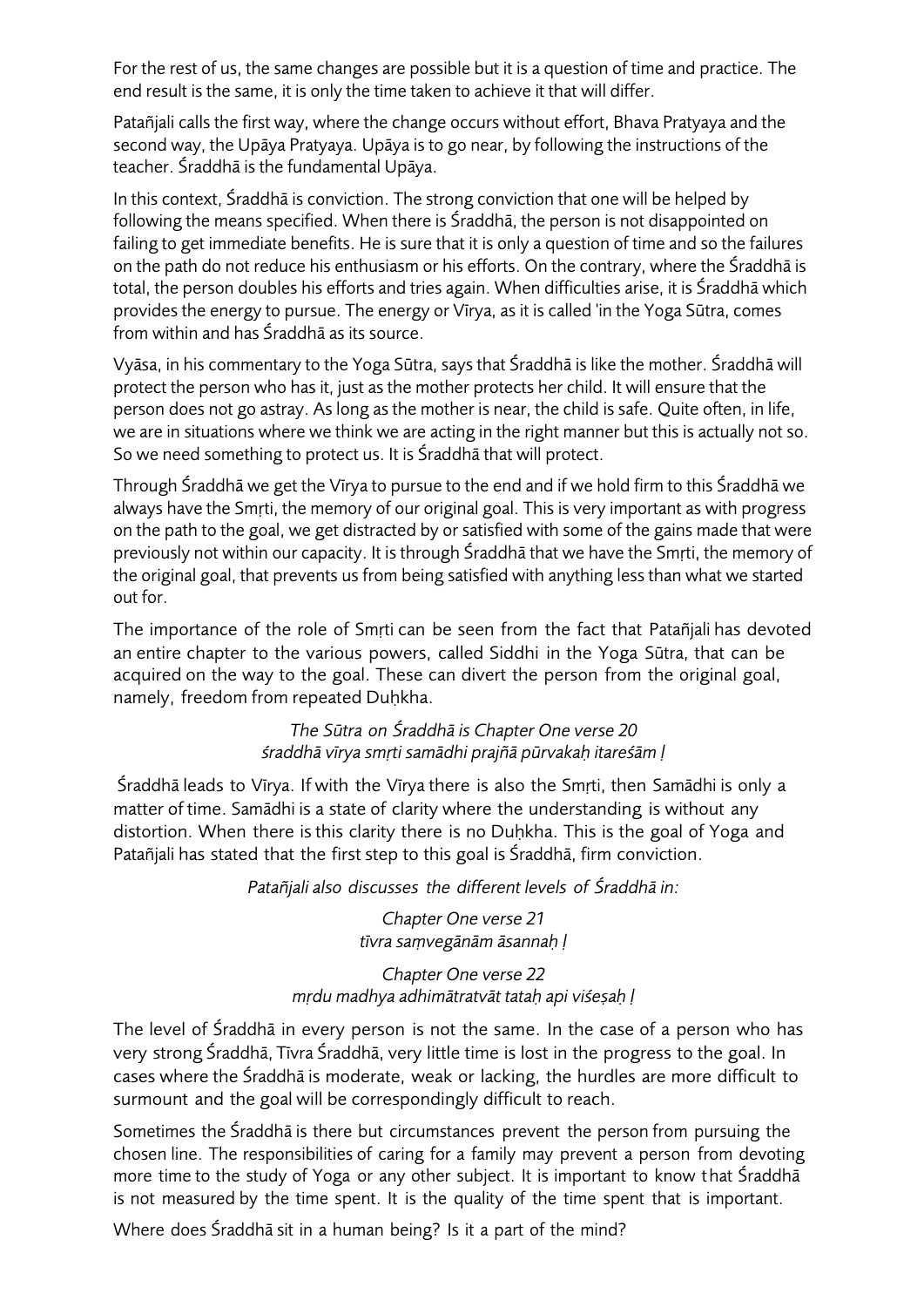For the rest of us, the same changes are possible but it is a question of time and practice. The end result is the same, it is only the time taken to achieve it that will differ.

Patañjali calls the first way, where the change occurs without effort, Bhava Pratyaya and the second way, the Upāya Pratyaya. Upāya is to go near, by following the instructions of the teacher. Śraddhā is the fundamental Upāya.

In this context, Śraddhā is conviction. The strong conviction that one will be helped by following the means specified. When there is Śraddhā, the person is not disappointed on failing to get immediate benefits. He is sure that it is only a question of time and so the failures on the path do not reduce his enthusiasm or his efforts. On the contrary, where the Śraddhā is total, the person doubles his efforts and tries again. When difficulties arise, it is Śraddhā which provides the energy to pursue. The energy or Vīrya, as it is called 'in the Yoga Sūtra, comes from within and has Śraddhā as its source.

Vyāsa, in his commentary to the Yoga Sūtra, says that Śraddhā is like the mother. Śraddhā will protect the person who has it, just as the mother protects her child. It will ensure that the person does not go astray. As long as the mother is near, the child is safe. Quite often, in life, we are in situations where we think we are acting in the right manner but this is actually not so. So we need something to protect us. It is Śraddhā that will protect.

Through Śraddhā we get the Vīrya to pursue to the end and if we hold firm to this Śraddhā we always have the Smṛti, the memory of our original goal. This is very important as with progress on the path to the goal, we get distracted by or satisfied with some of the gains made that were previously not within our capacity. It is through Śraddhā that we have the Smṛti, the memory of the original goal, that prevents us from being satisfied with anything less than what we started out for.

The importance of the role of Smṛti can be seen from the fact that Patañjali has devoted an entire chapter to the various powers, called Siddhi in the Yoga Sūtra, that can be acquired on the way to the goal. These can divert the person from the original goal, namely, freedom from repeated Duḥkha.

*The Sūtra on Śraddhā is Chapter One verse 20*
*śraddhā vīrya smṛti samādhi prajñā pūrvakaḥ itareśām |*

Śraddhā leads to Vīrya. If with the Vīrya there is also the Smṛti, then Samādhi is only a matter of time. Samādhi is a state of clarity where the understanding is without any distortion. When there is this clarity there is no Duḥkha. This is the goal of Yoga and Patañjali has stated that the first step to this goal is Śraddhā, firm conviction.

*Patañjali also discusses the different levels of Śraddhā in:*

*Chapter One verse 21*
*tīvra saṃvegānām āsannaḥ |*

*Chapter One verse 22*
*mṛdu madhya adhimātratvāt tataḥ api viśeṣaḥ |*

The level of Śraddhā in every person is not the same. In the case of a person who has very strong Śraddhā, Tīvra Śraddhā, very little time is lost in the progress to the goal. In cases where the Śraddhā is moderate, weak or lacking, the hurdles are more difficult to surmount and the goal will be correspondingly difficult to reach.

Sometimes the Śraddhā is there but circumstances prevent the person from pursuing the chosen line. The responsibilities of caring for a family may prevent a person from devoting more time to the study of Yoga or any other subject. It is important to know that Śraddhā is not measured by the time spent. It is the quality of the time spent that is important.

Where does Śraddhā sit in a human being? Is it a part of the mind?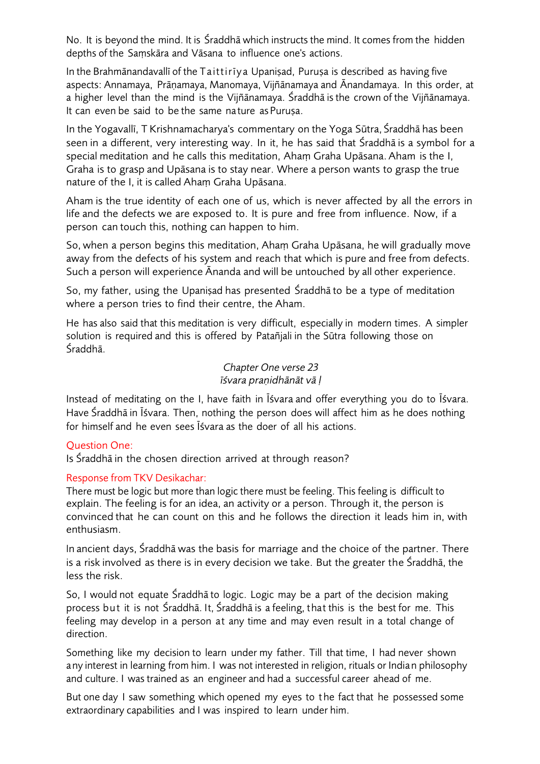No. It is beyond the mind. It is Śraddhā which instructs the mind. It comes from the hidden depths of the Saṃskāra and Vāsana to influence one's actions.

In the Brahmānandavallī of the Taittirīya Upaniṣad, Puruṣa is described as having five aspects: Annamaya, Prāṇamaya, Manomaya, Vijñānamaya and Ānandamaya. In this order, at a higher level than the mind is the Vijñānamaya. Śraddhā is the crown of the Vijñānamaya. It can even be said to be the same nature as Puruṣa.

In the Yogavallī, T Krishnamacharya's commentary on the Yoga Sūtra, Śraddhā has been seen in a different, very interesting way. In it, he has said that Śraddhā is a symbol for a special meditation and he calls this meditation, Ahaṃ Graha Upāsana. Aham is the I, Graha is to grasp and Upāsana is to stay near. Where a person wants to grasp the true nature of the I, it is called Ahaṃ Graha Upāsana.

Aham is the true identity of each one of us, which is never affected by all the errors in life and the defects we are exposed to. It is pure and free from influence. Now, if a person can touch this, nothing can happen to him.

So, when a person begins this meditation, Ahaṃ Graha Upāsana, he will gradually move away from the defects of his system and reach that which is pure and free from defects. Such a person will experience Ānanda and will be untouched by all other experience.

So, my father, using the Upaniṣad has presented Śraddhā to be a type of meditation where a person tries to find their centre, the Aham.

He has also said that this meditation is very difficult, especially in modern times. A simpler solution is required and this is offered by Patañjali in the Sūtra following those on Śraddhā.

*Chapter One verse 23*
*īśvara praṇidhānāt vā ǀ*

Instead of meditating on the I, have faith in Īśvara and offer everything you do to Īśvara. Have Śraddhā in Īśvara. Then, nothing the person does will affect him as he does nothing for himself and he even sees Īśvara as the doer of all his actions.

Question One:
Is Śraddhā in the chosen direction arrived at through reason?

Response from TKV Desikachar:
There must be logic but more than logic there must be feeling. This feeling is difficult to explain. The feeling is for an idea, an activity or a person. Through it, the person is convinced that he can count on this and he follows the direction it leads him in, with enthusiasm.

In ancient days, Śraddhā was the basis for marriage and the choice of the partner. There is a risk involved as there is in every decision we take. But the greater the Śraddhā, the less the risk.

So, I would not equate Śraddhā to logic. Logic may be a part of the decision making process but it is not Śraddhā. It, Śraddhā is a feeling, that this is the best for me. This feeling may develop in a person at any time and may even result in a total change of direction.

Something like my decision to learn under my father. Till that time, I had never shown any interest in learning from him. I was not interested in religion, rituals or Indian philosophy and culture. I was trained as an engineer and had a successful career ahead of me.

But one day I saw something which opened my eyes to the fact that he possessed some extraordinary capabilities and I was inspired to learn under him.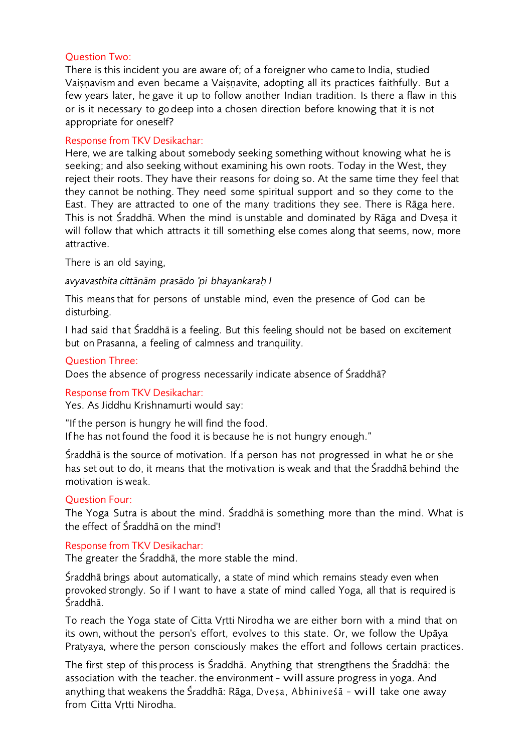Question Two:

There is this incident you are aware of; of a foreigner who came to India, studied Vaiṣṇavism and even became a Vaiṣṇavite, adopting all its practices faithfully. But a few years later, he gave it up to follow another Indian tradition. Is there a flaw in this or is it necessary to go deep into a chosen direction before knowing that it is not appropriate for oneself?

Response from TKV Desikachar:

Here, we are talking about somebody seeking something without knowing what he is seeking; and also seeking without examining his own roots. Today in the West, they reject their roots. They have their reasons for doing so. At the same time they feel that they cannot be nothing. They need some spiritual support and so they come to the East. They are attracted to one of the many traditions they see. There is Rāga here. This is not Śraddhā. When the mind is unstable and dominated by Rāga and Dveṣa it will follow that which attracts it till something else comes along that seems, now, more attractive.

There is an old saying,

*avyavasthita cittānām prasādo 'pi bhayankaraḥ I*

This means that for persons of unstable mind, even the presence of God can be disturbing.

I had said that Śraddhā is a feeling. But this feeling should not be based on excitement but on Prasanna, a feeling of calmness and tranquility.

Question Three:

Does the absence of progress necessarily indicate absence of Śraddhā?

Response from TKV Desikachar:

Yes. As Jiddhu Krishnamurti would say:

"If the person is hungry he will find the food.
If he has not found the food it is because he is not hungry enough."

Śraddhā is the source of motivation. If a person has not progressed in what he or she has set out to do, it means that the motivation is weak and that the Śraddhā behind the motivation is weak.

Question Four:

The Yoga Sutra is about the mind. Śraddhā is something more than the mind. What is the effect of Śraddhā on the mind'!

Response from TKV Desikachar:

The greater the Śraddhā, the more stable the mind.

Śraddhā brings about automatically, a state of mind which remains steady even when provoked strongly. So if I want to have a state of mind called Yoga, all that is required is Śraddhā.

To reach the Yoga state of Citta Vṛtti Nirodha we are either born with a mind that on its own, without the person's effort, evolves to this state. Or, we follow the Upāya Pratyaya, where the person consciously makes the effort and follows certain practices.

The first step of this process is Śraddhā. Anything that strengthens the Śraddhā: the association with the teacher. the environment - will assure progress in yoga. And anything that weakens the Śraddhā: Rāga, Dveṣa, Abhiniveśā - will take one away from Citta Vṛtti Nirodha.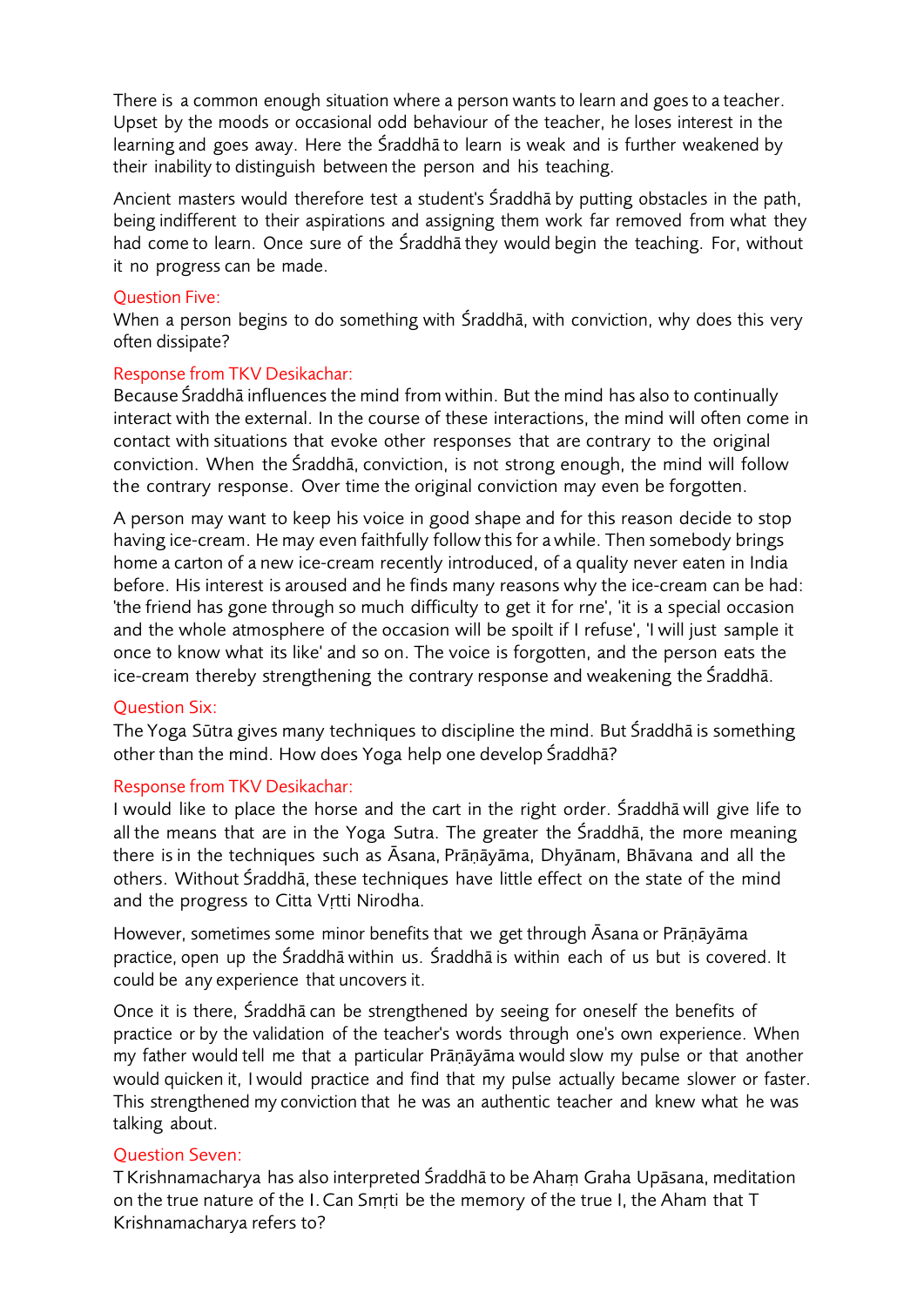There is a common enough situation where a person wants to learn and goes to a teacher. Upset by the moods or occasional odd behaviour of the teacher, he loses interest in the learning and goes away. Here the Śraddhā to learn is weak and is further weakened by their inability to distinguish between the person and his teaching.

Ancient masters would therefore test a student's Śraddhā by putting obstacles in the path, being indifferent to their aspirations and assigning them work far removed from what they had come to learn. Once sure of the Śraddhā they would begin the teaching. For, without it no progress can be made.

Question Five:

When a person begins to do something with Śraddhā, with conviction, why does this very often dissipate?

Response from TKV Desikachar:

Because Śraddhā influences the mind from within. But the mind has also to continually interact with the external. In the course of these interactions, the mind will often come in contact with situations that evoke other responses that are contrary to the original conviction. When the Śraddhā, conviction, is not strong enough, the mind will follow the contrary response. Over time the original conviction may even be forgotten.

A person may want to keep his voice in good shape and for this reason decide to stop having ice-cream. He may even faithfully follow this for a while. Then somebody brings home a carton of a new ice-cream recently introduced, of a quality never eaten in India before. His interest is aroused and he finds many reasons why the ice-cream can be had: 'the friend has gone through so much difficulty to get it for rne', 'it is a special occasion and the whole atmosphere of the occasion will be spoilt if I refuse', 'I will just sample it once to know what its like' and so on. The voice is forgotten, and the person eats the ice-cream thereby strengthening the contrary response and weakening the Śraddhā.

Question Six:

The Yoga Sūtra gives many techniques to discipline the mind. But Śraddhā is something other than the mind. How does Yoga help one develop Śraddhā?

Response from TKV Desikachar:

I would like to place the horse and the cart in the right order. Śraddhā will give life to all the means that are in the Yoga Sutra. The greater the Śraddhā, the more meaning there is in the techniques such as Āsana, Prāṇāyāma, Dhyānam, Bhāvana and all the others. Without Śraddhā, these techniques have little effect on the state of the mind and the progress to Citta Vṛtti Nirodha.

However, sometimes some minor benefits that we get through Āsana or Prāṇāyāma practice, open up the Śraddhā within us. Śraddhā is within each of us but is covered. It could be any experience that uncovers it.

Once it is there, Śraddhā can be strengthened by seeing for oneself the benefits of practice or by the validation of the teacher's words through one's own experience. When my father would tell me that a particular Prāṇāyāma would slow my pulse or that another would quicken it, I would practice and find that my pulse actually became slower or faster. This strengthened my conviction that he was an authentic teacher and knew what he was talking about.

Question Seven:

T Krishnamacharya has also interpreted Śraddhā to be Ahaṃ Graha Upāsana, meditation on the true nature of the I. Can Smṛti be the memory of the true I, the Aham that T Krishnamacharya refers to?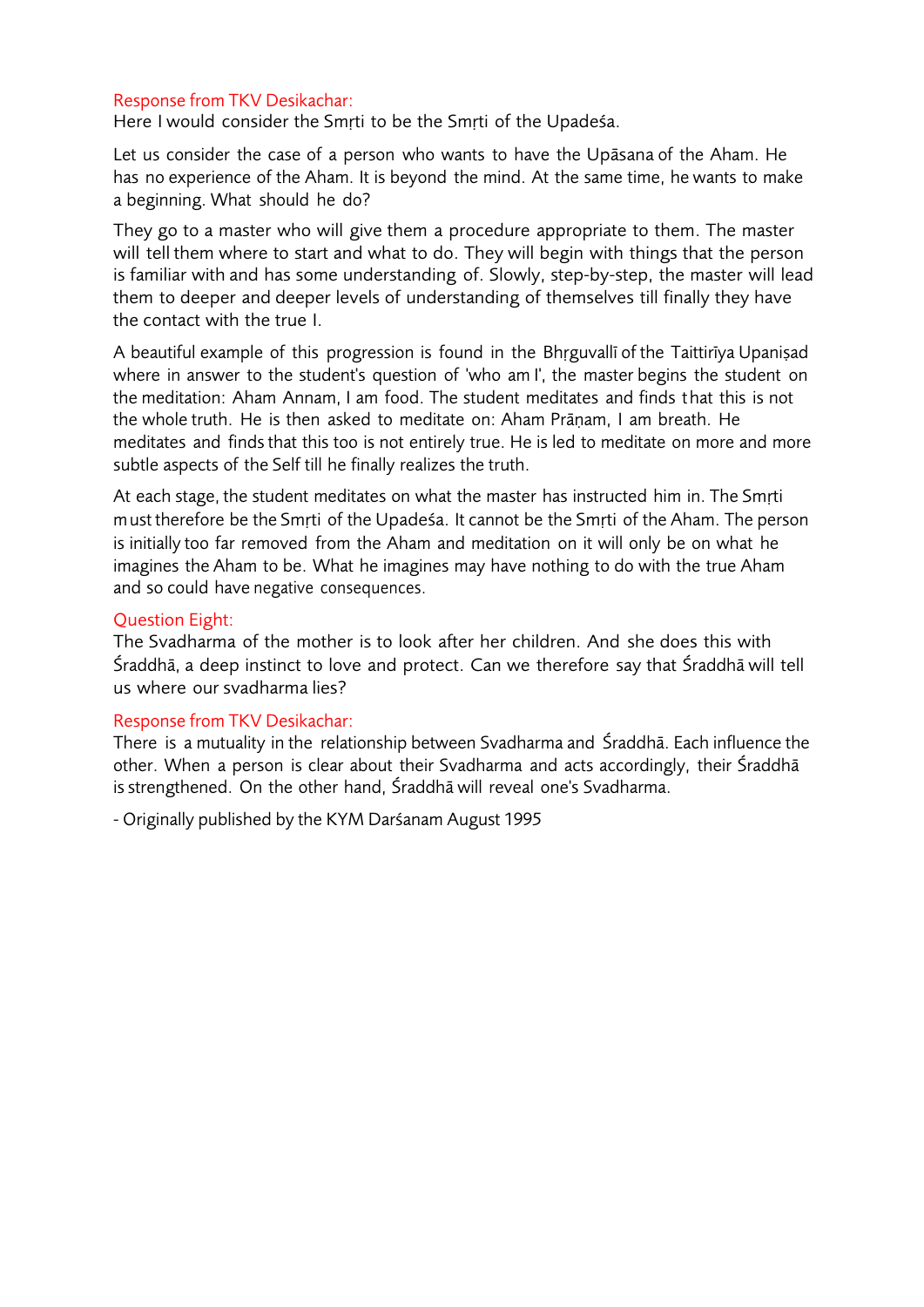Response from TKV Desikachar:

Here I would consider the Smṛti to be the Smṛti of the Upadeśa.

Let us consider the case of a person who wants to have the Upāsana of the Aham. He has no experience of the Aham. It is beyond the mind. At the same time, he wants to make a beginning. What should he do?

They go to a master who will give them a procedure appropriate to them. The master will tell them where to start and what to do. They will begin with things that the person is familiar with and has some understanding of. Slowly, step-by-step, the master will lead them to deeper and deeper levels of understanding of themselves till finally they have the contact with the true I.

A beautiful example of this progression is found in the Bhṛguvallī of the Taittirīya Upaniṣad where in answer to the student's question of 'who am I', the master begins the student on the meditation: Aham Annam, I am food. The student meditates and finds that this is not the whole truth. He is then asked to meditate on: Aham Prāṇam, I am breath. He meditates and finds that this too is not entirely true. He is led to meditate on more and more subtle aspects of the Self till he finally realizes the truth.

At each stage, the student meditates on what the master has instructed him in. The Smṛti must therefore be the Smṛti of the Upadeśa. It cannot be the Smṛti of the Aham. The person is initially too far removed from the Aham and meditation on it will only be on what he imagines the Aham to be. What he imagines may have nothing to do with the true Aham and so could have negative consequences.

Question Eight:

The Svadharma of the mother is to look after her children. And she does this with Śraddhā, a deep instinct to love and protect. Can we therefore say that Śraddhā will tell us where our svadharma lies?

Response from TKV Desikachar:

There is a mutuality in the relationship between Svadharma and Śraddhā. Each influence the other. When a person is clear about their Svadharma and acts accordingly, their Śraddhā is strengthened. On the other hand, Śraddhā will reveal one's Svadharma.

- Originally published by the KYM Darśanam August 1995